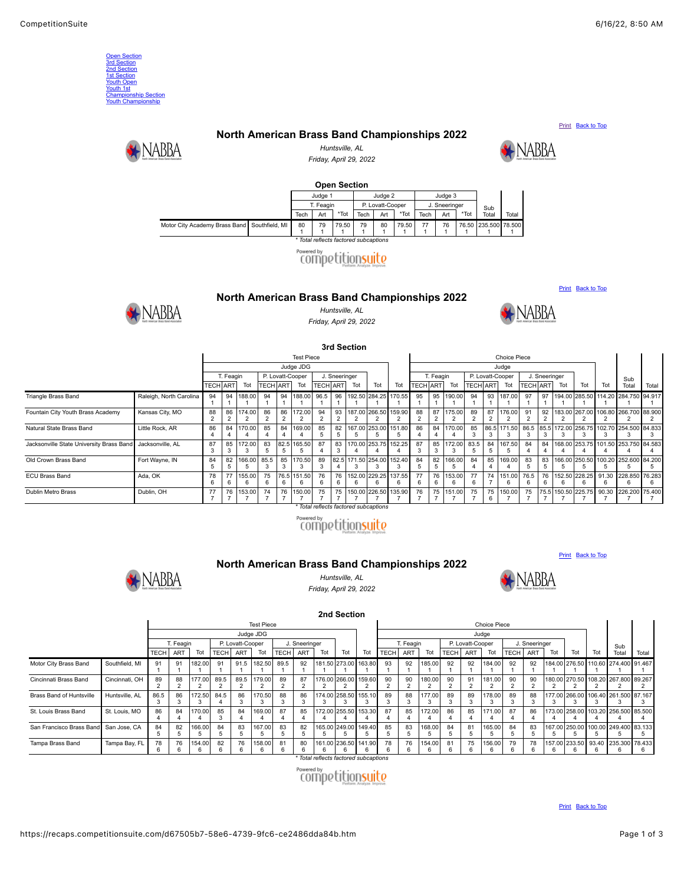Open Section
3rd Section
2nd Section
1st Section
Youth Open
Youth 1st
Championship Section
Youth Championship

Print Back to Top

## North American Brass Band Championships 2022

*Huntsville, AL*

*Friday, April 29, 2022*

### Open Section

| | | Judge 1 | | | Judge 2 | | | Judge 3 | | | | |
|---|---|---|---|---|---|---|---|---|---|---|---|---|
| | | T. Feagin | | | P. Lovatt-Cooper | | | J. Sneeringer | | | Sub Total | Total |
| | | Tech | Art | *Tot | Tech | Art | *Tot | Tech | Art | *Tot | | |
| Motor City Academy Brass Band | Southfield, MI | 80 1 | 79 1 | 79.50 1 | 79 1 | 80 1 | 79.50 1 | 77 1 | 76 1 | 76.50 1 | 235.500 1 | 78.500 1 |

\* Total reflects factored subcaptions

Powered by competitionsuite

Print Back to Top

## North American Brass Band Championships 2022

*Huntsville, AL*

*Friday, April 29, 2022*

### 3rd Section

| | | Test Piece | | | | | | | | | | | Choice Piece | | | | | | | | | | | | |
|---|---|---|---|---|---|---|---|---|---|---|---|---|---|---|---|---|---|---|---|---|---|---|---|---|---|
| | | Judge JDG | | | | | | | | | | | Judge | | | | | | | | | | | | |
| | | T. Feagin | | | P. Lovatt-Cooper | | | J. Sneeringer | | | | | T. Feagin | | | P. Lovatt-Cooper | | | J. Sneeringer | | | | | Sub Total | Total |
| | | TECH | ART | Tot | TECH | ART | Tot | TECH | ART | Tot | Tot | Tot | TECH | ART | Tot | TECH | ART | Tot | TECH | ART | Tot | Tot | Tot | | |
| Triangle Brass Band | Raleigh, North Carolina | 94 1 | 94 1 | 188.00 1 | 94 1 | 94 1 | 188.00 1 | 96.5 1 | 96 1 | 192.50 1 | 284.25 1 | 170.55 1 | 95 1 | 95 1 | 190.00 1 | 94 1 | 93 1 | 187.00 1 | 97 1 | 97 1 | 194.00 1 | 285.50 1 | 114.20 1 | 284.750 1 | 94.917 1 |
| Fountain City Youth Brass Academy | Kansas City, MO | 88 2 | 86 2 | 174.00 2 | 86 2 | 86 2 | 172.00 2 | 94 2 | 93 2 | 187.00 2 | 266.50 2 | 159.90 2 | 88 2 | 87 2 | 175.00 2 | 89 2 | 87 2 | 176.00 2 | 91 2 | 92 2 | 183.00 2 | 267.00 2 | 106.80 2 | 266.700 2 | 88.900 2 |
| Natural State Brass Band | Little Rock, AR | 86 4 | 84 4 | 170.00 4 | 85 4 | 84 4 | 169.00 4 | 85 5 | 82 5 | 167.00 5 | 253.00 5 | 151.80 5 | 86 4 | 84 4 | 170.00 4 | 85 3 | 86.5 3 | 171.50 3 | 86.5 3 | 85.5 3 | 172.00 3 | 256.75 3 | 102.70 3 | 254.500 3 | 84.833 3 |
| Jacksonville State University Brass Band | Jacksonville, AL | 87 3 | 85 3 | 172.00 3 | 83 5 | 82.5 5 | 165.50 5 | 87 4 | 83 3 | 170.00 4 | 253.75 4 | 152.25 4 | 87 3 | 85 3 | 172.00 3 | 83.5 5 | 84 5 | 167.50 5 | 84 4 | 84 4 | 168.00 4 | 253.75 4 | 101.50 4 | 253.750 4 | 84.583 4 |
| Old Crown Brass Band | Fort Wayne, IN | 84 5 | 82 5 | 166.00 5 | 85.5 3 | 85 3 | 170.50 3 | 89 3 | 82.5 4 | 171.50 3 | 254.00 3 | 152.40 3 | 84 5 | 82 5 | 166.00 5 | 84 4 | 85 4 | 169.00 4 | 83 5 | 83 5 | 166.00 5 | 250.50 5 | 100.20 5 | 252.600 5 | 84.200 5 |
| ECU Brass Band | Ada, OK | 78 6 | 77 6 | 155.00 6 | 75 6 | 76.5 6 | 151.50 6 | 76 6 | 76 6 | 152.00 6 | 229.25 6 | 137.55 6 | 77 6 | 76 6 | 153.00 6 | 77 6 | 74 7 | 151.00 6 | 76.5 6 | 76 6 | 152.50 6 | 228.25 6 | 91.30 6 | 228.850 6 | 76.283 6 |
| Dublin Metro Brass | Dublin, OH | 77 7 | 76 7 | 153.00 7 | 74 7 | 76 7 | 150.00 7 | 75 7 | 75 7 | 150.00 7 | 226.50 7 | 135.90 7 | 76 7 | 75 7 | 151.00 7 | 75 7 | 75 6 | 150.00 7 | 75 7 | 75.5 7 | 150.50 7 | 225.75 7 | 90.30 7 | 226.200 7 | 75.400 7 |

\* Total reflects factored subcaptions

Powered by competitionsuite

Print Back to Top

## North American Brass Band Championships 2022

*Huntsville, AL*

*Friday, April 29, 2022*

### 2nd Section

| | | Test Piece | | | | | | | | | | | Choice Piece | | | | | | | | | | | | |
|---|---|---|---|---|---|---|---|---|---|---|---|---|---|---|---|---|---|---|---|---|---|---|---|---|---|
| | | Judge JDG | | | | | | | | | | | Judge | | | | | | | | | | | | |
| | | T. Feagin | | | P. Lovatt-Cooper | | | J. Sneeringer | | | | | T. Feagin | | | P. Lovatt-Cooper | | | J. Sneeringer | | | | | Sub Total | Total |
| | | TECH | ART | Tot | TECH | ART | Tot | TECH | ART | Tot | Tot | Tot | TECH | ART | Tot | TECH | ART | Tot | TECH | ART | Tot | Tot | Tot | | |
| Motor City Brass Band | Southfield, MI | 91 1 | 91 1 | 182.00 1 | 91 1 | 91.5 1 | 182.50 1 | 89.5 1 | 92 1 | 181.50 1 | 273.00 1 | 163.80 1 | 93 1 | 92 1 | 185.00 1 | 92 1 | 92 1 | 184.00 1 | 92 1 | 92 1 | 184.00 1 | 276.50 1 | 110.60 1 | 274.400 1 | 91.467 1 |
| Cincinnati Brass Band | Cincinnati, OH | 89 2 | 88 2 | 177.00 2 | 89.5 2 | 89.5 2 | 179.00 2 | 89 2 | 87 2 | 176.00 2 | 266.00 2 | 159.60 2 | 90 2 | 90 2 | 180.00 2 | 90 2 | 91 2 | 181.00 2 | 90 2 | 90 2 | 180.00 2 | 270.50 2 | 108.20 2 | 267.800 2 | 89.267 2 |
| Brass Band of Huntsville | Huntsville, AL | 86.5 3 | 86 3 | 172.50 3 | 84.5 4 | 86 3 | 170.50 3 | 88 3 | 86 3 | 174.00 3 | 258.50 3 | 155.10 3 | 89 3 | 88 3 | 177.00 3 | 89 3 | 89 3 | 178.00 3 | 89 3 | 88 3 | 177.00 3 | 266.00 3 | 106.40 3 | 261.500 3 | 87.167 3 |
| St. Louis Brass Band | St. Louis, MO | 86 4 | 84 4 | 170.00 4 | 85 3 | 84 4 | 169.00 4 | 87 4 | 85 4 | 172.00 4 | 255.50 4 | 153.30 4 | 87 4 | 85 4 | 172.00 4 | 86 4 | 85 4 | 171.00 4 | 87 4 | 86 4 | 173.00 4 | 258.00 4 | 103.20 4 | 256.500 4 | 85.500 4 |
| San Francisco Brass Band | San Jose, CA | 84 5 | 82 5 | 166.00 5 | 84 5 | 83 5 | 167.00 5 | 83 5 | 82 5 | 165.00 5 | 249.00 5 | 149.40 5 | 85 5 | 83 5 | 168.00 5 | 84 5 | 81 5 | 165.00 5 | 84 5 | 83 5 | 167.00 5 | 250.00 5 | 100.00 5 | 249.400 5 | 83.133 5 |
| Tampa Brass Band | Tampa Bay, FL | 78 6 | 76 6 | 154.00 6 | 82 6 | 76 6 | 158.00 6 | 81 6 | 80 6 | 161.00 6 | 236.50 6 | 141.90 6 | 78 6 | 76 6 | 154.00 6 | 81 6 | 75 6 | 156.00 6 | 79 6 | 78 6 | 157.00 6 | 233.50 6 | 93.40 6 | 235.300 6 | 78.433 6 |

\* Total reflects factored subcaptions

Powered by competitionsuite

Print Back to Top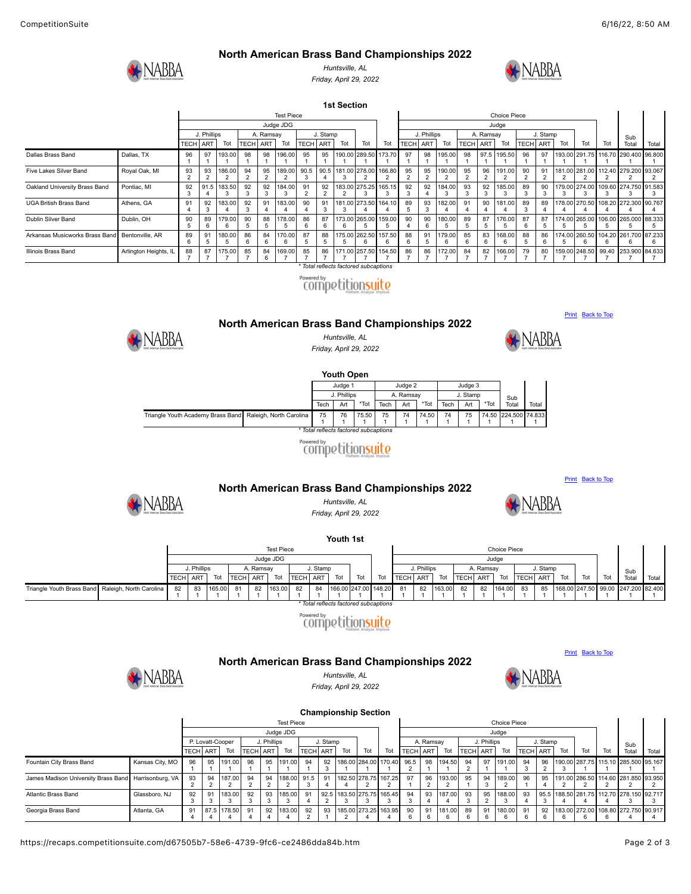## North American Brass Band Championships 2022

*Huntsville, AL*

*Friday, April 29, 2022*

### 1st Section

| | | Test Piece | | | | | | | | | | | Choice Piece | | | | | | | | | | | | |
|---|---|---|---|---|---|---|---|---|---|---|---|---|---|---|---|---|---|---|---|---|---|---|---|---|---|
| | | Judge JDG | | | | | | | | | | | Judge | | | | | | | | | | | | |
| | | J. Phillips | | | A. Ramsay | | | J. Stamp | | | | | J. Phillips | | | A. Ramsay | | | J. Stamp | | | | | | |
| | | TECH | ART | Tot | TECH | ART | Tot | TECH | ART | Tot | Tot | Tot | TECH | ART | Tot | TECH | ART | Tot | TECH | ART | Tot | Tot | Tot | Sub Total | Total |
| Dallas Brass Band | Dallas, TX | 96 1 | 97 1 | 193.00 1 | 98 1 | 98 1 | 196.00 1 | 95 1 | 95 1 | 190.00 1 | 289.50 1 | 173.70 1 | 97 1 | 98 1 | 195.00 1 | 98 1 | 97.5 1 | 195.50 1 | 96 1 | 97 1 | 193.00 1 | 291.75 1 | 116.70 1 | 290.400 1 | 96.800 1 |
| Five Lakes Silver Band | Royal Oak, MI | 93 2 | 93 2 | 186.00 2 | 94 2 | 95 2 | 189.00 2 | 90.5 3 | 90.5 4 | 181.00 3 | 278.00 2 | 166.80 2 | 95 2 | 95 2 | 190.00 2 | 95 2 | 96 2 | 191.00 2 | 90 2 | 91 2 | 181.00 2 | 281.00 2 | 112.40 2 | 279.200 2 | 93.067 2 |
| Oakland University Brass Band | Pontiac, MI | 92 3 | 91.5 4 | 183.50 3 | 92 3 | 92 3 | 184.00 3 | 91 2 | 92 2 | 183.00 2 | 275.25 3 | 165.15 3 | 92 3 | 92 4 | 184.00 3 | 93 3 | 92 3 | 185.00 3 | 89 3 | 90 3 | 179.00 3 | 274.00 3 | 109.60 3 | 274.750 3 | 91.583 3 |
| UGA British Brass Band | Athens, GA | 91 4 | 92 3 | 183.00 4 | 92 3 | 91 4 | 183.00 4 | 90 4 | 91 3 | 181.00 3 | 273.50 4 | 164.10 4 | 89 5 | 93 3 | 182.00 4 | 91 4 | 90 4 | 181.00 4 | 89 3 | 89 4 | 178.00 4 | 270.50 4 | 108.20 4 | 272.300 4 | 90.767 4 |
| Dublin Silver Band | Dublin, OH | 90 5 | 89 6 | 179.00 6 | 90 5 | 88 5 | 178.00 5 | 86 6 | 87 6 | 173.00 6 | 265.00 5 | 159.00 5 | 90 4 | 90 6 | 180.00 5 | 89 5 | 87 5 | 176.00 5 | 87 6 | 87 5 | 174.00 5 | 265.00 5 | 106.00 5 | 265.000 5 | 88.333 5 |
| Arkansas Musicworks Brass Band | Bentonville, AR | 89 6 | 91 5 | 180.00 5 | 86 6 | 84 6 | 170.00 6 | 87 5 | 88 5 | 175.00 5 | 262.50 6 | 157.50 6 | 88 6 | 91 5 | 179.00 6 | 85 6 | 83 6 | 168.00 6 | 88 5 | 86 6 | 174.00 5 | 260.50 6 | 104.20 6 | 261.700 6 | 87.233 6 |
| Illinois Brass Band | Arlington Heights, IL | 88 7 | 87 7 | 175.00 7 | 85 7 | 84 6 | 169.00 7 | 85 7 | 86 7 | 171.00 7 | 257.50 7 | 154.50 7 | 86 7 | 86 7 | 172.00 7 | 84 7 | 82 7 | 166.00 7 | 79 7 | 80 7 | 159.00 7 | 248.50 7 | 99.40 7 | 253.900 7 | 84.633 7 |

*\* Total reflects factored subcaptions*

Powered by competitionsuite

Print Back to Top

## North American Brass Band Championships 2022

*Huntsville, AL*

*Friday, April 29, 2022*

### Youth Open

| | | Judge 1 | | | Judge 2 | | | Judge 3 | | | | |
|---|---|---|---|---|---|---|---|---|---|---|---|---|
| | | J. Phillips | | | A. Ramsay | | | J. Stamp | | | | |
| | | Tech | Art | *Tot | Tech | Art | *Tot | Tech | Art | *Tot | Sub Total | Total |
| Triangle Youth Academy Brass Band | Raleigh, North Carolina | 75 1 | 76 1 | 75.50 1 | 75 1 | 74 1 | 74.50 1 | 74 1 | 75 1 | 74.50 1 | 224.500 1 | 74.833 1 |

*\* Total reflects factored subcaptions*

Powered by competitionsuite

Print Back to Top

## North American Brass Band Championships 2022

*Huntsville, AL*

*Friday, April 29, 2022*

### Youth 1st

| | | Test Piece | | | | | | | | | | | Choice Piece | | | | | | | | | | | | |
|---|---|---|---|---|---|---|---|---|---|---|---|---|---|---|---|---|---|---|---|---|---|---|---|---|---|
| | | Judge JDG | | | | | | | | | | | Judge | | | | | | | | | | | | |
| | | J. Phillips | | | A. Ramsay | | | J. Stamp | | | | | J. Phillips | | | A. Ramsay | | | J. Stamp | | | | | | |
| | | TECH | ART | Tot | TECH | ART | Tot | TECH | ART | Tot | Tot | Tot | TECH | ART | Tot | TECH | ART | Tot | TECH | ART | Tot | Tot | Tot | Sub Total | Total |
| Triangle Youth Brass Band | Raleigh, North Carolina | 82 1 | 83 1 | 165.00 1 | 81 1 | 82 1 | 163.00 1 | 82 1 | 84 1 | 166.00 1 | 247.00 1 | 148.20 1 | 81 1 | 82 1 | 163.00 1 | 82 1 | 82 1 | 164.00 1 | 83 1 | 85 1 | 168.00 1 | 247.50 1 | 99.00 1 | 247.200 1 | 82.400 1 |

*\* Total reflects factored subcaptions*

Powered by competitionsuite

Print Back to Top

## North American Brass Band Championships 2022

*Huntsville, AL*

*Friday, April 29, 2022*

### Championship Section

| | | Test Piece | | | | | | | | | | | Choice Piece | | | | | | | | | | | | |
|---|---|---|---|---|---|---|---|---|---|---|---|---|---|---|---|---|---|---|---|---|---|---|---|---|---|
| | | Judge JDG | | | | | | | | | | | Judge | | | | | | | | | | | | |
| | | P. Lovatt-Cooper | | | J. Phillips | | | J. Stamp | | | | | A. Ramsay | | | J. Phillips | | | J. Stamp | | | | | | |
| | | TECH | ART | Tot | TECH | ART | Tot | TECH | ART | Tot | Tot | Tot | TECH | ART | Tot | TECH | ART | Tot | TECH | ART | Tot | Tot | Tot | Sub Total | Total |
| Fountain City Brass Band | Kansas City, MO | 96 1 | 95 1 | 191.00 1 | 96 1 | 95 1 | 191.00 1 | 94 1 | 92 3 | 186.00 1 | 284.00 1 | 170.40 1 | 96.5 2 | 98 1 | 194.50 1 | 94 2 | 97 1 | 191.00 1 | 94 3 | 96 2 | 190.00 3 | 287.75 1 | 115.10 1 | 285.500 1 | 95.167 1 |
| James Madison University Brass Band | Harrisonburg, VA | 93 2 | 94 2 | 187.00 2 | 94 2 | 94 2 | 188.00 2 | 91.5 3 | 91 4 | 182.50 4 | 278.75 2 | 167.25 2 | 97 1 | 96 2 | 193.00 2 | 95 1 | 94 3 | 189.00 2 | 96 1 | 95 4 | 191.00 2 | 286.50 2 | 114.60 2 | 281.850 2 | 93.950 2 |
| Atlantic Brass Band | Glassboro, NJ | 92 3 | 91 3 | 183.00 3 | 92 3 | 93 3 | 185.00 3 | 91 4 | 92.5 2 | 183.50 3 | 275.75 3 | 165.45 3 | 94 3 | 93 4 | 187.00 4 | 93 3 | 95 2 | 188.00 3 | 93 4 | 95.5 3 | 188.50 4 | 281.75 4 | 112.70 4 | 278.150 3 | 92.717 3 |
| Georgia Brass Band | Atlanta, GA | 91 4 | 87.5 4 | 178.50 4 | 91 4 | 92 4 | 183.00 4 | 92 2 | 93 1 | 185.00 2 | 273.25 4 | 163.95 4 | 90 6 | 91 6 | 181.00 6 | 89 6 | 91 6 | 180.00 6 | 91 6 | 92 6 | 183.00 6 | 272.00 6 | 108.80 6 | 272.750 4 | 90.917 4 |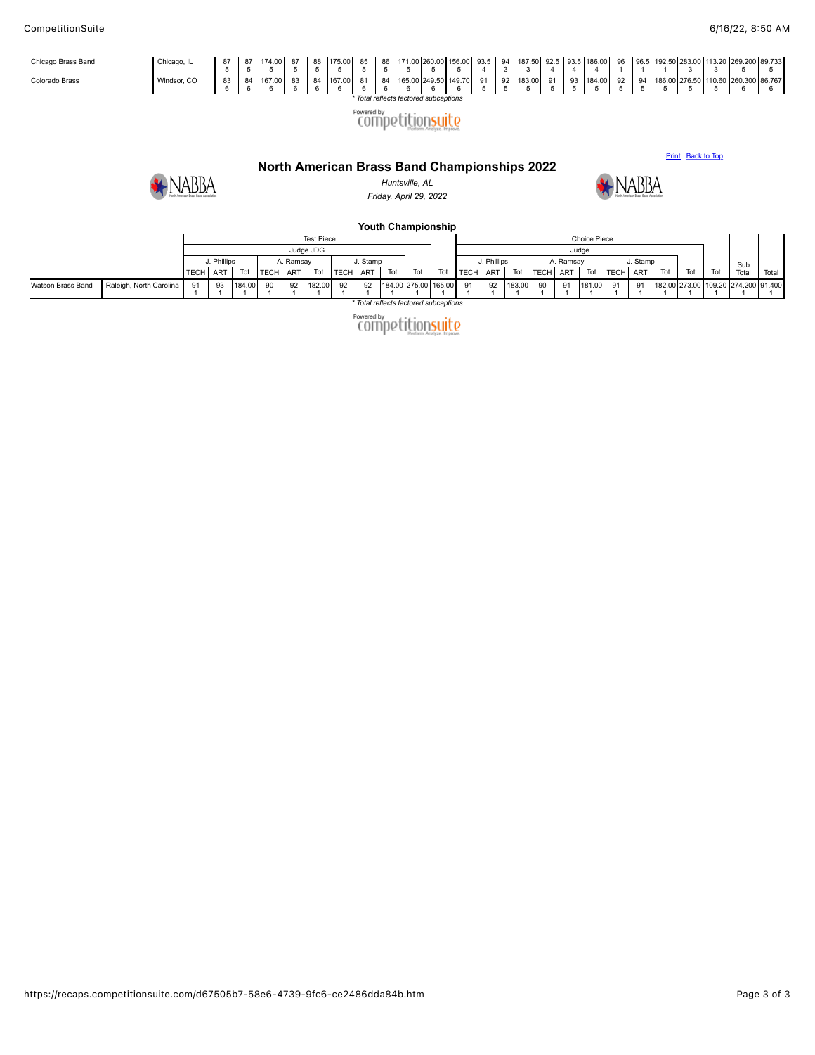| | | | | | | | | | | | | | | | | | | | | | | | | | | | | |
|---|---|---|---|---|---|---|---|---|---|---|---|---|---|---|---|---|---|---|---|---|---|---|---|---|---|---|---|---|
| Chicago Brass Band | Chicago, IL | 87 5 | 87 5 | 174.00 5 | 87 5 | 88 5 | 175.00 5 | 85 5 | 86 5 | 171.00 5 | 260.00 5 | 156.00 5 | 93.5 4 | 94 3 | 187.50 3 | 92.5 4 | 93.5 4 | 186.00 4 | 96 1 | 96.5 1 | 192.50 1 | 283.00 3 | 113.20 3 | 269.200 5 | 89.733 5 |
| Colorado Brass | Windsor, CO | 83 6 | 84 6 | 167.00 6 | 83 6 | 84 6 | 167.00 6 | 81 6 | 84 6 | 165.00 6 | 249.50 6 | 149.70 6 | 91 5 | 92 5 | 183.00 5 | 91 5 | 93 5 | 184.00 5 | 92 5 | 94 5 | 186.00 5 | 276.50 5 | 110.60 5 | 260.300 6 | 86.767 6 |

*\* Total reflects factored subcaptions*

Powered by competitionsuite

## North American Brass Band Championships 2022

*Huntsville, AL*

*Friday, April 29, 2022*

### Youth Championship

| | | Test Piece | | | | | | | | | | | Choice Piece | | | | | | | | | | | | |
|---|---|---|---|---|---|---|---|---|---|---|---|---|---|---|---|---|---|---|---|---|---|---|---|---|---|
| | | Judge JDG | | | | | | | | | | | Judge | | | | | | | | | | | | |
| | | J. Phillips | | | A. Ramsay | | | J. Stamp | | | | | J. Phillips | | | A. Ramsay | | | J. Stamp | | | | | | |
| | | TECH | ART | Tot | TECH | ART | Tot | TECH | ART | Tot | Tot | Tot | TECH | ART | Tot | TECH | ART | Tot | TECH | ART | Tot | Tot | Tot | Sub Total | Total |
| Watson Brass Band | Raleigh, North Carolina | 91 1 | 93 1 | 184.00 1 | 90 1 | 92 1 | 182.00 1 | 92 1 | 92 1 | 184.00 1 | 275.00 1 | 165.00 1 | 91 1 | 92 1 | 183.00 1 | 90 1 | 91 1 | 181.00 1 | 91 1 | 91 1 | 182.00 1 | 273.00 1 | 109.20 1 | 274.200 1 | 91.400 1 |

*\* Total reflects factored subcaptions*

Powered by competitionsuite